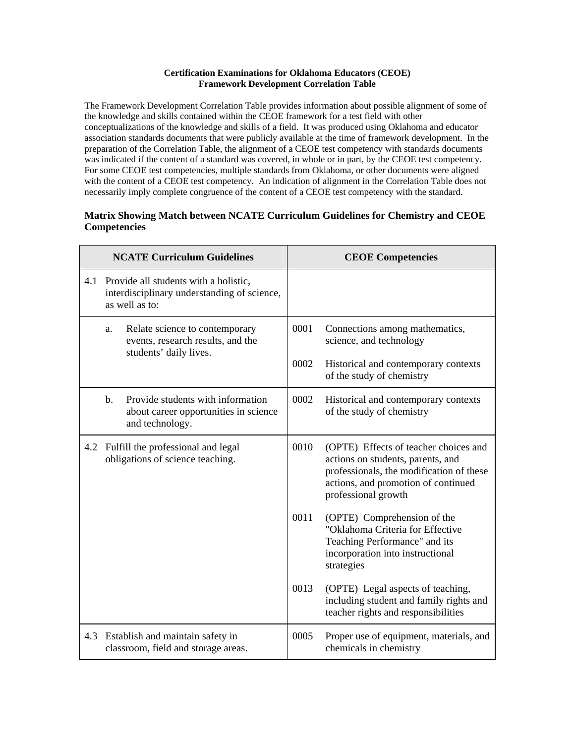**Certification Examinations for Oklahoma Educators (CEOE)**
**Framework Development Correlation Table**

The Framework Development Correlation Table provides information about possible alignment of some of the knowledge and skills contained within the CEOE framework for a test field with other conceptualizations of the knowledge and skills of a field. It was produced using Oklahoma and educator association standards documents that were publicly available at the time of framework development. In the preparation of the Correlation Table, the alignment of a CEOE test competency with standards documents was indicated if the content of a standard was covered, in whole or in part, by the CEOE test competency. For some CEOE test competencies, multiple standards from Oklahoma, or other documents were aligned with the content of a CEOE test competency. An indication of alignment in the Correlation Table does not necessarily imply complete congruence of the content of a CEOE test competency with the standard.

## Matrix Showing Match between NCATE Curriculum Guidelines for Chemistry and CEOE Competencies

| NCATE Curriculum Guidelines | CEOE Competencies |
|---|---|
| 4.1 Provide all students with a holistic, interdisciplinary understanding of science, as well as to: | |
| a. Relate science to contemporary events, research results, and the students' daily lives. | 0001 Connections among mathematics, science, and technology<br><br>0002 Historical and contemporary contexts of the study of chemistry |
| b. Provide students with information about career opportunities in science and technology. | 0002 Historical and contemporary contexts of the study of chemistry |
| 4.2 Fulfill the professional and legal obligations of science teaching. | 0010 (OPTE) Effects of teacher choices and actions on students, parents, and professionals, the modification of these actions, and promotion of continued professional growth<br><br>0011 (OPTE) Comprehension of the "Oklahoma Criteria for Effective Teaching Performance" and its incorporation into instructional strategies<br><br>0013 (OPTE) Legal aspects of teaching, including student and family rights and teacher rights and responsibilities |
| 4.3 Establish and maintain safety in classroom, field and storage areas. | 0005 Proper use of equipment, materials, and chemicals in chemistry |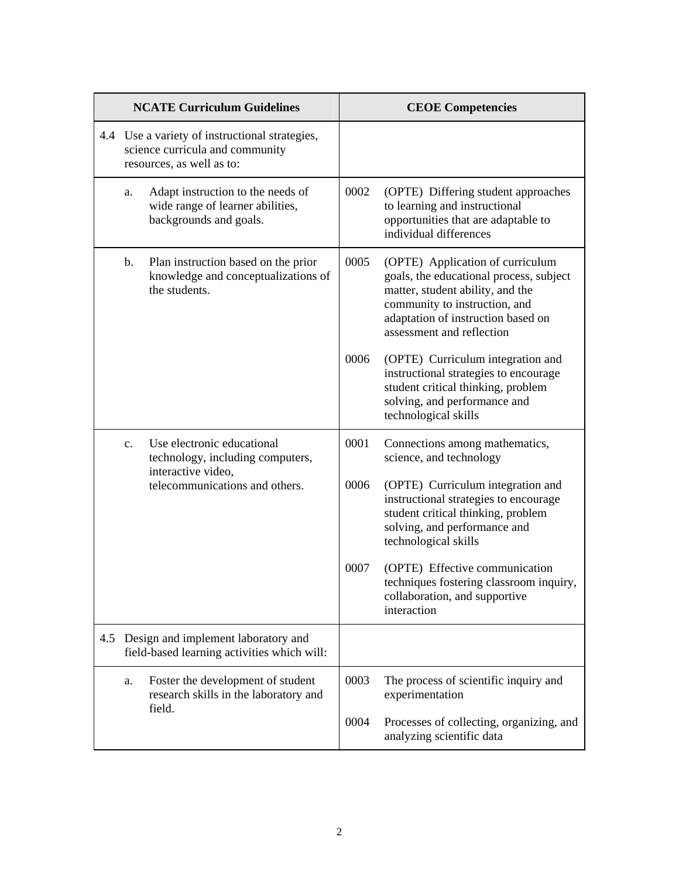| NCATE Curriculum Guidelines | CEOE Competencies |
|---|---|
| 4.4 Use a variety of instructional strategies, science curricula and community resources, as well as to: | |
| a. Adapt instruction to the needs of wide range of learner abilities, backgrounds and goals. | 0002 (OPTE) Differing student approaches to learning and instructional opportunities that are adaptable to individual differences |
| b. Plan instruction based on the prior knowledge and conceptualizations of the students. | 0005 (OPTE) Application of curriculum goals, the educational process, subject matter, student ability, and the community to instruction, and adaptation of instruction based on assessment and reflection<br><br>0006 (OPTE) Curriculum integration and instructional strategies to encourage student critical thinking, problem solving, and performance and technological skills |
| c. Use electronic educational technology, including computers, interactive video, telecommunications and others. | 0001 Connections among mathematics, science, and technology<br><br>0006 (OPTE) Curriculum integration and instructional strategies to encourage student critical thinking, problem solving, and performance and technological skills<br><br>0007 (OPTE) Effective communication techniques fostering classroom inquiry, collaboration, and supportive interaction |
| 4.5 Design and implement laboratory and field-based learning activities which will: | |
| a. Foster the development of student research skills in the laboratory and field. | 0003 The process of scientific inquiry and experimentation<br><br>0004 Processes of collecting, organizing, and analyzing scientific data |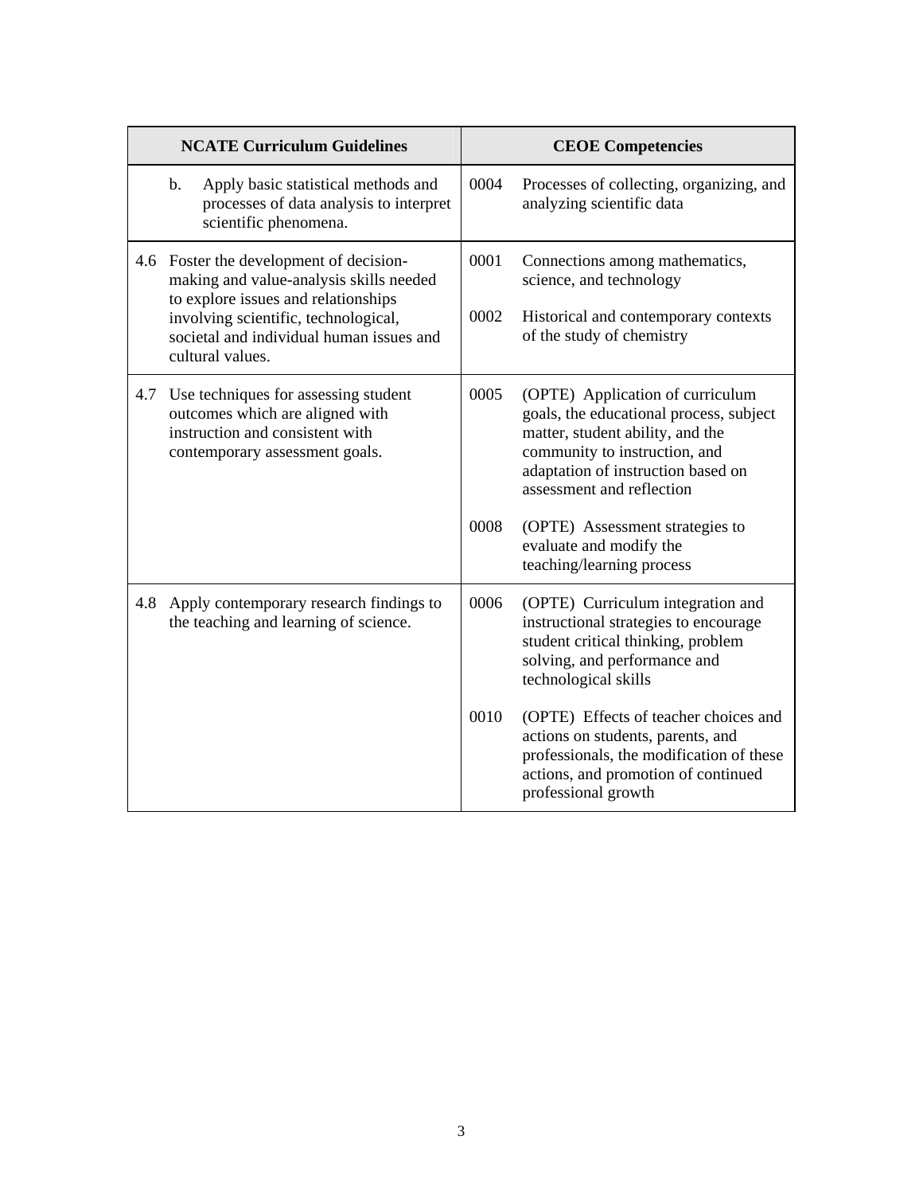| NCATE Curriculum Guidelines | CEOE Competencies |
| --- | --- |
| b. Apply basic statistical methods and processes of data analysis to interpret scientific phenomena. | 0004 Processes of collecting, organizing, and analyzing scientific data |
| 4.6 Foster the development of decision-making and value-analysis skills needed to explore issues and relationships involving scientific, technological, societal and individual human issues and cultural values. | 0001 Connections among mathematics, science, and technology<br><br>0002 Historical and contemporary contexts of the study of chemistry |
| 4.7 Use techniques for assessing student outcomes which are aligned with instruction and consistent with contemporary assessment goals. | 0005 (OPTE) Application of curriculum goals, the educational process, subject matter, student ability, and the community to instruction, and adaptation of instruction based on assessment and reflection<br><br>0008 (OPTE) Assessment strategies to evaluate and modify the teaching/learning process |
| 4.8 Apply contemporary research findings to the teaching and learning of science. | 0006 (OPTE) Curriculum integration and instructional strategies to encourage student critical thinking, problem solving, and performance and technological skills<br><br>0010 (OPTE) Effects of teacher choices and actions on students, parents, and professionals, the modification of these actions, and promotion of continued professional growth |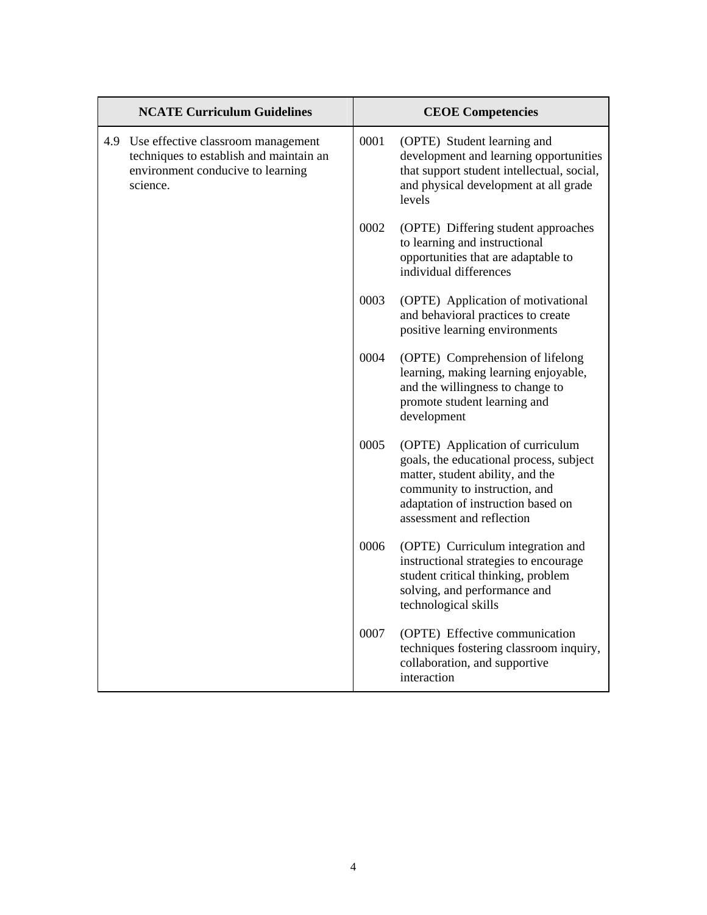| NCATE Curriculum Guidelines | CEOE Competencies |
|---|---|
| 4.9 Use effective classroom management techniques to establish and maintain an environment conducive to learning science. | 0001 (OPTE) Student learning and development and learning opportunities that support student intellectual, social, and physical development at all grade levels |
| | 0002 (OPTE) Differing student approaches to learning and instructional opportunities that are adaptable to individual differences |
| | 0003 (OPTE) Application of motivational and behavioral practices to create positive learning environments |
| | 0004 (OPTE) Comprehension of lifelong learning, making learning enjoyable, and the willingness to change to promote student learning and development |
| | 0005 (OPTE) Application of curriculum goals, the educational process, subject matter, student ability, and the community to instruction, and adaptation of instruction based on assessment and reflection |
| | 0006 (OPTE) Curriculum integration and instructional strategies to encourage student critical thinking, problem solving, and performance and technological skills |
| | 0007 (OPTE) Effective communication techniques fostering classroom inquiry, collaboration, and supportive interaction |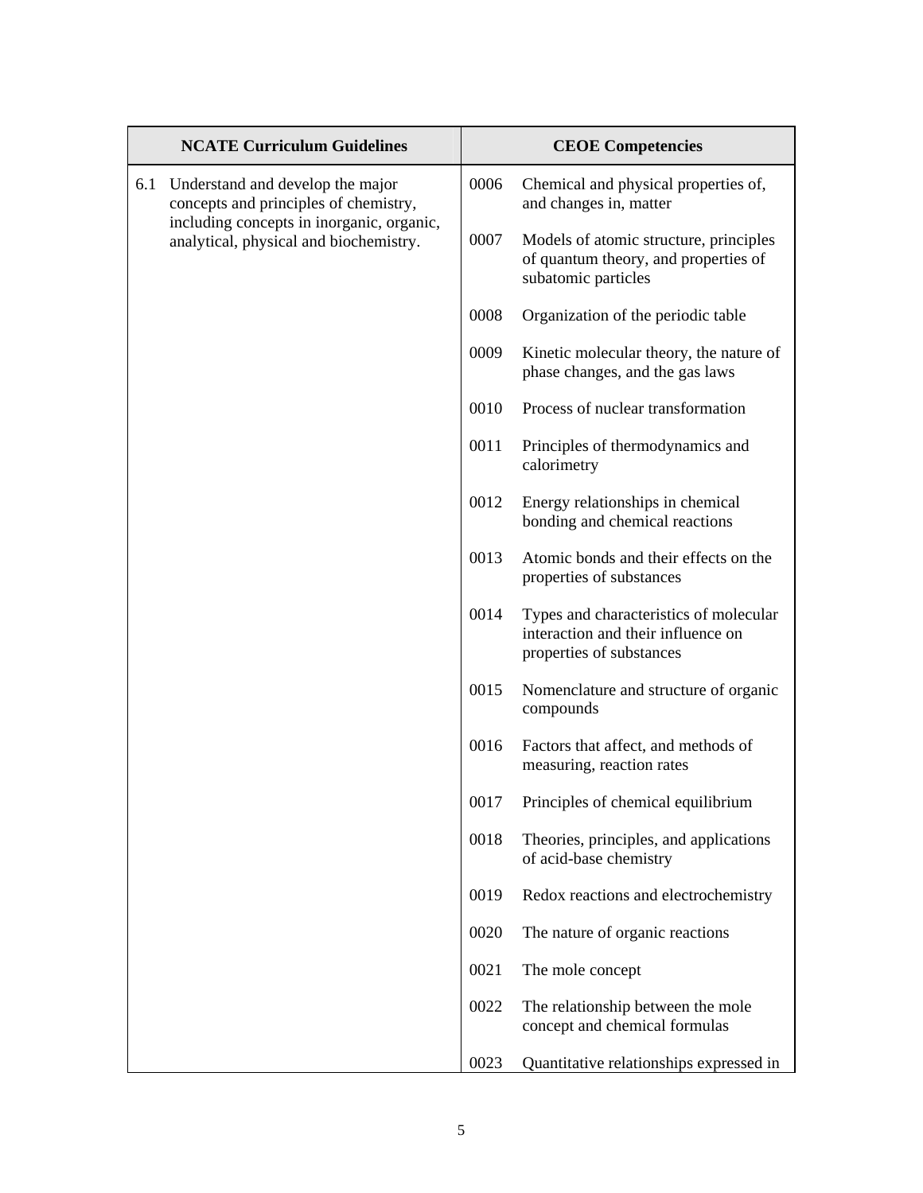| NCATE Curriculum Guidelines | CEOE Competencies |
|---|---|
| 6.1 Understand and develop the major concepts and principles of chemistry, including concepts in inorganic, organic, analytical, physical and biochemistry. | 0006 Chemical and physical properties of, and changes in, matter |
| | 0007 Models of atomic structure, principles of quantum theory, and properties of subatomic particles |
| | 0008 Organization of the periodic table |
| | 0009 Kinetic molecular theory, the nature of phase changes, and the gas laws |
| | 0010 Process of nuclear transformation |
| | 0011 Principles of thermodynamics and calorimetry |
| | 0012 Energy relationships in chemical bonding and chemical reactions |
| | 0013 Atomic bonds and their effects on the properties of substances |
| | 0014 Types and characteristics of molecular interaction and their influence on properties of substances |
| | 0015 Nomenclature and structure of organic compounds |
| | 0016 Factors that affect, and methods of measuring, reaction rates |
| | 0017 Principles of chemical equilibrium |
| | 0018 Theories, principles, and applications of acid-base chemistry |
| | 0019 Redox reactions and electrochemistry |
| | 0020 The nature of organic reactions |
| | 0021 The mole concept |
| | 0022 The relationship between the mole concept and chemical formulas |
| | 0023 Quantitative relationships expressed in |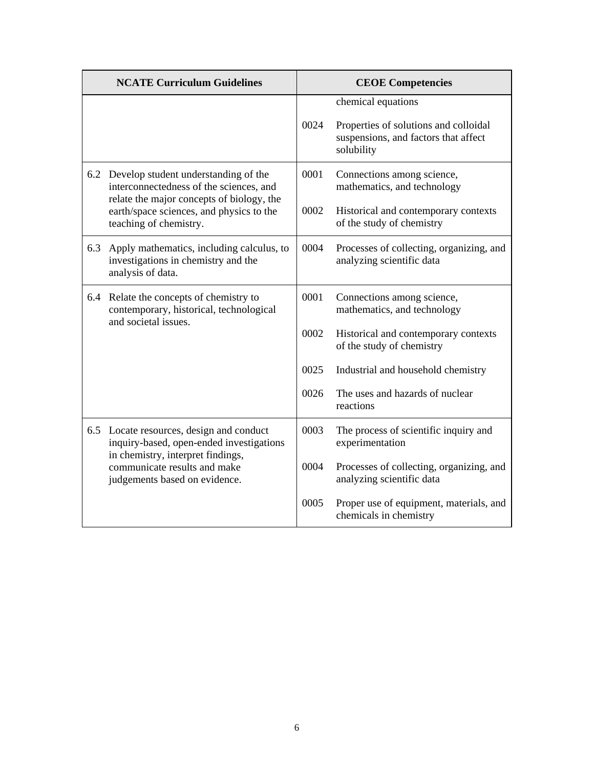| NCATE Curriculum Guidelines | CEOE Competencies |
| --- | --- |
| | chemical equations<br><br>0024 Properties of solutions and colloidal suspensions, and factors that affect solubility |
| 6.2 Develop student understanding of the interconnectedness of the sciences, and relate the major concepts of biology, the earth/space sciences, and physics to the teaching of chemistry. | 0001 Connections among science, mathematics, and technology<br><br>0002 Historical and contemporary contexts of the study of chemistry |
| 6.3 Apply mathematics, including calculus, to investigations in chemistry and the analysis of data. | 0004 Processes of collecting, organizing, and analyzing scientific data |
| 6.4 Relate the concepts of chemistry to contemporary, historical, technological and societal issues. | 0001 Connections among science, mathematics, and technology<br><br>0002 Historical and contemporary contexts of the study of chemistry<br><br>0025 Industrial and household chemistry<br><br>0026 The uses and hazards of nuclear reactions |
| 6.5 Locate resources, design and conduct inquiry-based, open-ended investigations in chemistry, interpret findings, communicate results and make judgements based on evidence. | 0003 The process of scientific inquiry and experimentation<br><br>0004 Processes of collecting, organizing, and analyzing scientific data<br><br>0005 Proper use of equipment, materials, and chemicals in chemistry |